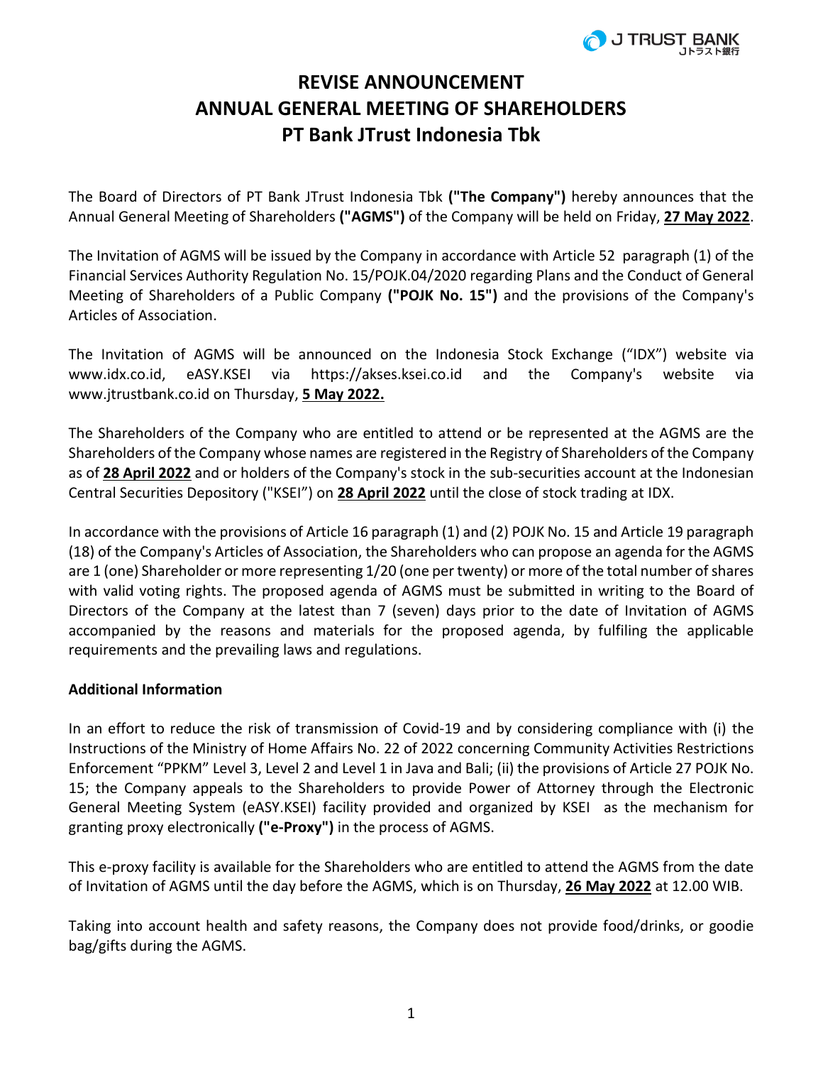# REVISE ANNOUNCEMENT
# ANNUAL GENERAL MEETING OF SHAREHOLDERS
# PT Bank JTrust Indonesia Tbk

The Board of Directors of PT Bank JTrust Indonesia Tbk **("The Company")** hereby announces that the Annual General Meeting of Shareholders **("AGMS")** of the Company will be held on Friday, **27 May 2022**.

The Invitation of AGMS will be issued by the Company in accordance with Article 52 paragraph (1) of the Financial Services Authority Regulation No. 15/POJK.04/2020 regarding Plans and the Conduct of General Meeting of Shareholders of a Public Company **("POJK No. 15")** and the provisions of the Company's Articles of Association.

The Invitation of AGMS will be announced on the Indonesia Stock Exchange ("IDX") website via www.idx.co.id, eASY.KSEI via https://akses.ksei.co.id and the Company's website via www.jtrustbank.co.id on Thursday, **5 May 2022.**

The Shareholders of the Company who are entitled to attend or be represented at the AGMS are the Shareholders of the Company whose names are registered in the Registry of Shareholders of the Company as of **28 April 2022** and or holders of the Company's stock in the sub-securities account at the Indonesian Central Securities Depository ("KSEI") on **28 April 2022** until the close of stock trading at IDX.

In accordance with the provisions of Article 16 paragraph (1) and (2) POJK No. 15 and Article 19 paragraph (18) of the Company's Articles of Association, the Shareholders who can propose an agenda for the AGMS are 1 (one) Shareholder or more representing 1/20 (one per twenty) or more of the total number of shares with valid voting rights. The proposed agenda of AGMS must be submitted in writing to the Board of Directors of the Company at the latest than 7 (seven) days prior to the date of Invitation of AGMS accompanied by the reasons and materials for the proposed agenda, by fulfiling the applicable requirements and the prevailing laws and regulations.

**Additional Information**

In an effort to reduce the risk of transmission of Covid-19 and by considering compliance with (i) the Instructions of the Ministry of Home Affairs No. 22 of 2022 concerning Community Activities Restrictions Enforcement "PPKM" Level 3, Level 2 and Level 1 in Java and Bali; (ii) the provisions of Article 27 POJK No. 15; the Company appeals to the Shareholders to provide Power of Attorney through the Electronic General Meeting System (eASY.KSEI) facility provided and organized by KSEI as the mechanism for granting proxy electronically **("e-Proxy")** in the process of AGMS.

This e-proxy facility is available for the Shareholders who are entitled to attend the AGMS from the date of Invitation of AGMS until the day before the AGMS, which is on Thursday, **26 May 2022** at 12.00 WIB.

Taking into account health and safety reasons, the Company does not provide food/drinks, or goodie bag/gifts during the AGMS.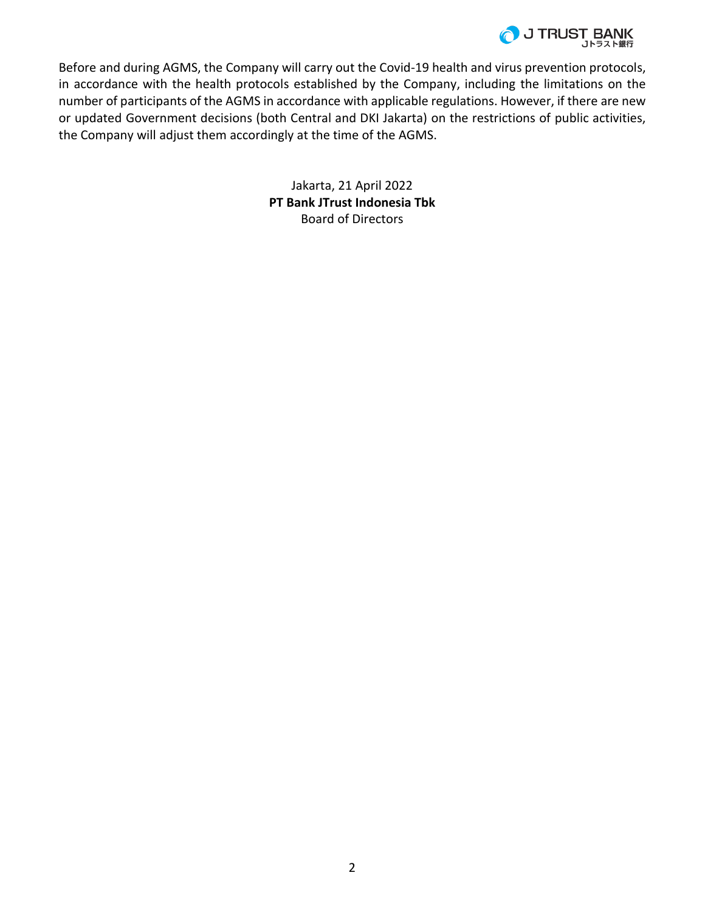Before and during AGMS, the Company will carry out the Covid-19 health and virus prevention protocols, in accordance with the health protocols established by the Company, including the limitations on the number of participants of the AGMS in accordance with applicable regulations. However, if there are new or updated Government decisions (both Central and DKI Jakarta) on the restrictions of public activities, the Company will adjust them accordingly at the time of the AGMS.

Jakarta, 21 April 2022
**PT Bank JTrust Indonesia Tbk**
Board of Directors